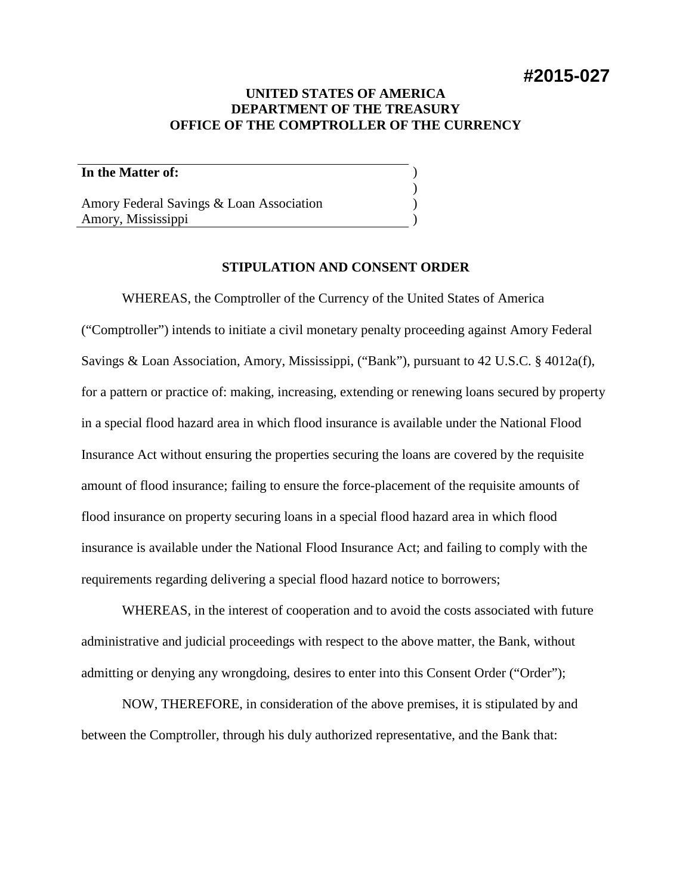#2015-027

**UNITED STATES OF AMERICA**
**DEPARTMENT OF THE TREASURY**
**OFFICE OF THE COMPTROLLER OF THE CURRENCY**

| **In the Matter of:** | ) |
|---|---|
| | ) |
| Amory Federal Savings & Loan Association | ) |
| Amory, Mississippi | ) |

**STIPULATION AND CONSENT ORDER**

WHEREAS, the Comptroller of the Currency of the United States of America ("Comptroller") intends to initiate a civil monetary penalty proceeding against Amory Federal Savings & Loan Association, Amory, Mississippi, ("Bank"), pursuant to 42 U.S.C. § 4012a(f), for a pattern or practice of: making, increasing, extending or renewing loans secured by property in a special flood hazard area in which flood insurance is available under the National Flood Insurance Act without ensuring the properties securing the loans are covered by the requisite amount of flood insurance; failing to ensure the force-placement of the requisite amounts of flood insurance on property securing loans in a special flood hazard area in which flood insurance is available under the National Flood Insurance Act; and failing to comply with the requirements regarding delivering a special flood hazard notice to borrowers;

WHEREAS, in the interest of cooperation and to avoid the costs associated with future administrative and judicial proceedings with respect to the above matter, the Bank, without admitting or denying any wrongdoing, desires to enter into this Consent Order ("Order");

NOW, THEREFORE, in consideration of the above premises, it is stipulated by and between the Comptroller, through his duly authorized representative, and the Bank that: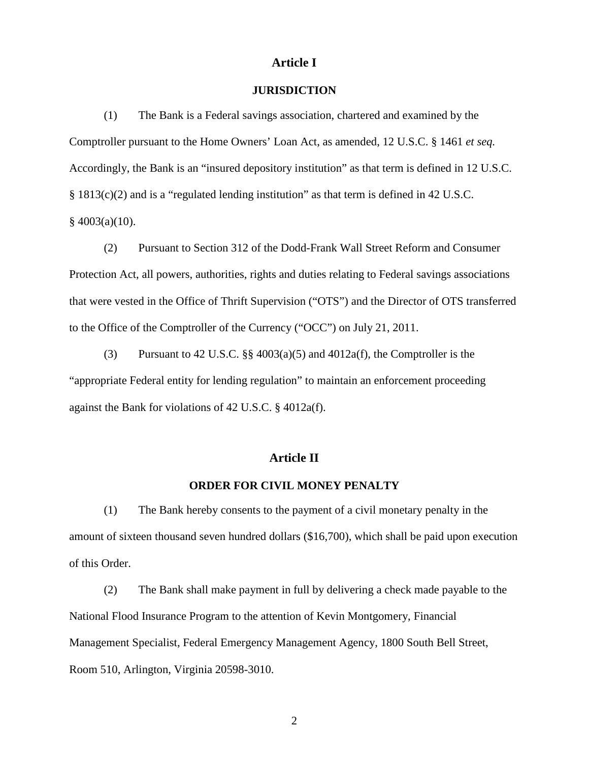## Article I

### JURISDICTION

(1) The Bank is a Federal savings association, chartered and examined by the Comptroller pursuant to the Home Owners' Loan Act, as amended, 12 U.S.C. § 1461 *et seq.* Accordingly, the Bank is an "insured depository institution" as that term is defined in 12 U.S.C. § 1813(c)(2) and is a "regulated lending institution" as that term is defined in 42 U.S.C. § 4003(a)(10).

(2) Pursuant to Section 312 of the Dodd-Frank Wall Street Reform and Consumer Protection Act, all powers, authorities, rights and duties relating to Federal savings associations that were vested in the Office of Thrift Supervision ("OTS") and the Director of OTS transferred to the Office of the Comptroller of the Currency ("OCC") on July 21, 2011.

(3) Pursuant to 42 U.S.C. §§ 4003(a)(5) and 4012a(f), the Comptroller is the "appropriate Federal entity for lending regulation" to maintain an enforcement proceeding against the Bank for violations of 42 U.S.C. § 4012a(f).

## Article II

### ORDER FOR CIVIL MONEY PENALTY

(1) The Bank hereby consents to the payment of a civil monetary penalty in the amount of sixteen thousand seven hundred dollars ($16,700), which shall be paid upon execution of this Order.

(2) The Bank shall make payment in full by delivering a check made payable to the National Flood Insurance Program to the attention of Kevin Montgomery, Financial Management Specialist, Federal Emergency Management Agency, 1800 South Bell Street, Room 510, Arlington, Virginia 20598-3010.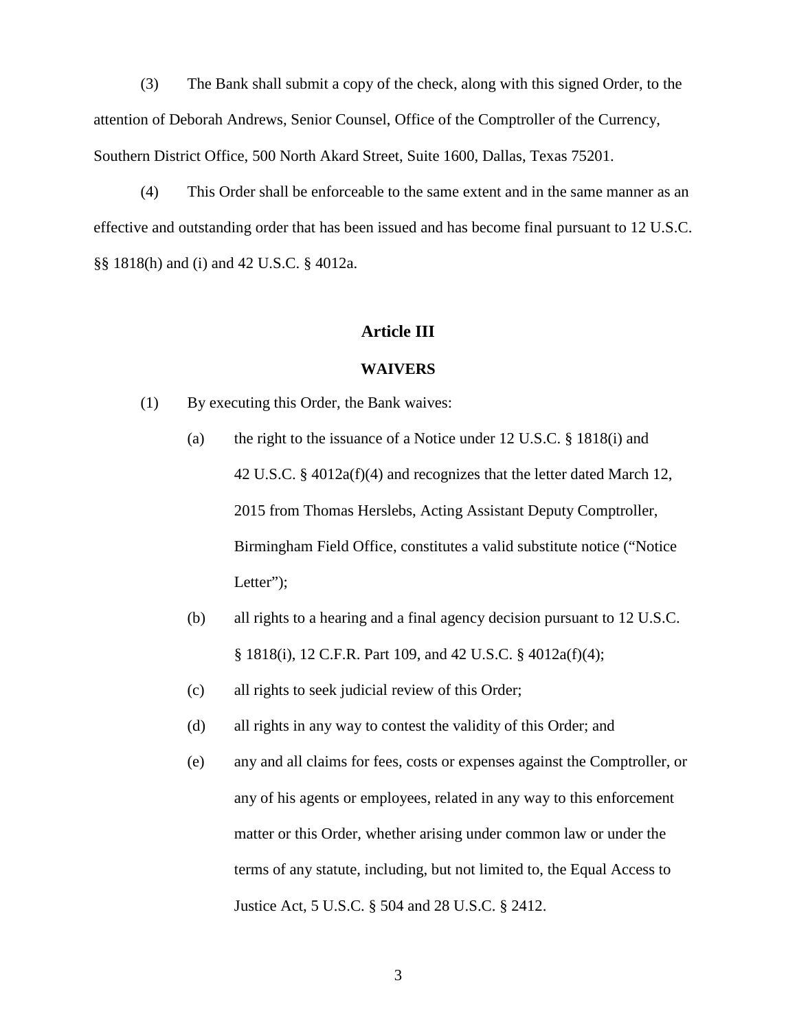(3) The Bank shall submit a copy of the check, along with this signed Order, to the attention of Deborah Andrews, Senior Counsel, Office of the Comptroller of the Currency, Southern District Office, 500 North Akard Street, Suite 1600, Dallas, Texas 75201.

(4) This Order shall be enforceable to the same extent and in the same manner as an effective and outstanding order that has been issued and has become final pursuant to 12 U.S.C. §§ 1818(h) and (i) and 42 U.S.C. § 4012a.

## Article III

## WAIVERS

(1) By executing this Order, the Bank waives:

(a) the right to the issuance of a Notice under 12 U.S.C. § 1818(i) and 42 U.S.C. § 4012a(f)(4) and recognizes that the letter dated March 12, 2015 from Thomas Herslebs, Acting Assistant Deputy Comptroller, Birmingham Field Office, constitutes a valid substitute notice ("Notice Letter");

(b) all rights to a hearing and a final agency decision pursuant to 12 U.S.C. § 1818(i), 12 C.F.R. Part 109, and 42 U.S.C. § 4012a(f)(4);

(c) all rights to seek judicial review of this Order;

(d) all rights in any way to contest the validity of this Order; and

(e) any and all claims for fees, costs or expenses against the Comptroller, or any of his agents or employees, related in any way to this enforcement matter or this Order, whether arising under common law or under the terms of any statute, including, but not limited to, the Equal Access to Justice Act, 5 U.S.C. § 504 and 28 U.S.C. § 2412.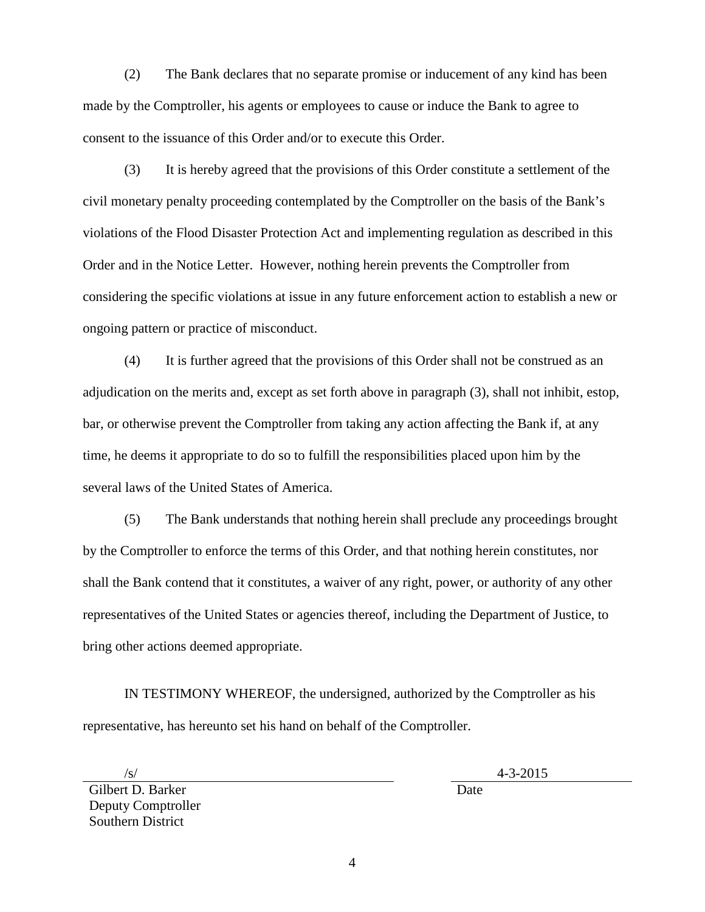(2) The Bank declares that no separate promise or inducement of any kind has been made by the Comptroller, his agents or employees to cause or induce the Bank to agree to consent to the issuance of this Order and/or to execute this Order.

(3) It is hereby agreed that the provisions of this Order constitute a settlement of the civil monetary penalty proceeding contemplated by the Comptroller on the basis of the Bank's violations of the Flood Disaster Protection Act and implementing regulation as described in this Order and in the Notice Letter. However, nothing herein prevents the Comptroller from considering the specific violations at issue in any future enforcement action to establish a new or ongoing pattern or practice of misconduct.

(4) It is further agreed that the provisions of this Order shall not be construed as an adjudication on the merits and, except as set forth above in paragraph (3), shall not inhibit, estop, bar, or otherwise prevent the Comptroller from taking any action affecting the Bank if, at any time, he deems it appropriate to do so to fulfill the responsibilities placed upon him by the several laws of the United States of America.

(5) The Bank understands that nothing herein shall preclude any proceedings brought by the Comptroller to enforce the terms of this Order, and that nothing herein constitutes, nor shall the Bank contend that it constitutes, a waiver of any right, power, or authority of any other representatives of the United States or agencies thereof, including the Department of Justice, to bring other actions deemed appropriate.

IN TESTIMONY WHEREOF, the undersigned, authorized by the Comptroller as his representative, has hereunto set his hand on behalf of the Comptroller.

/s/
Gilbert D. Barker
Deputy Comptroller
Southern District

4-3-2015
Date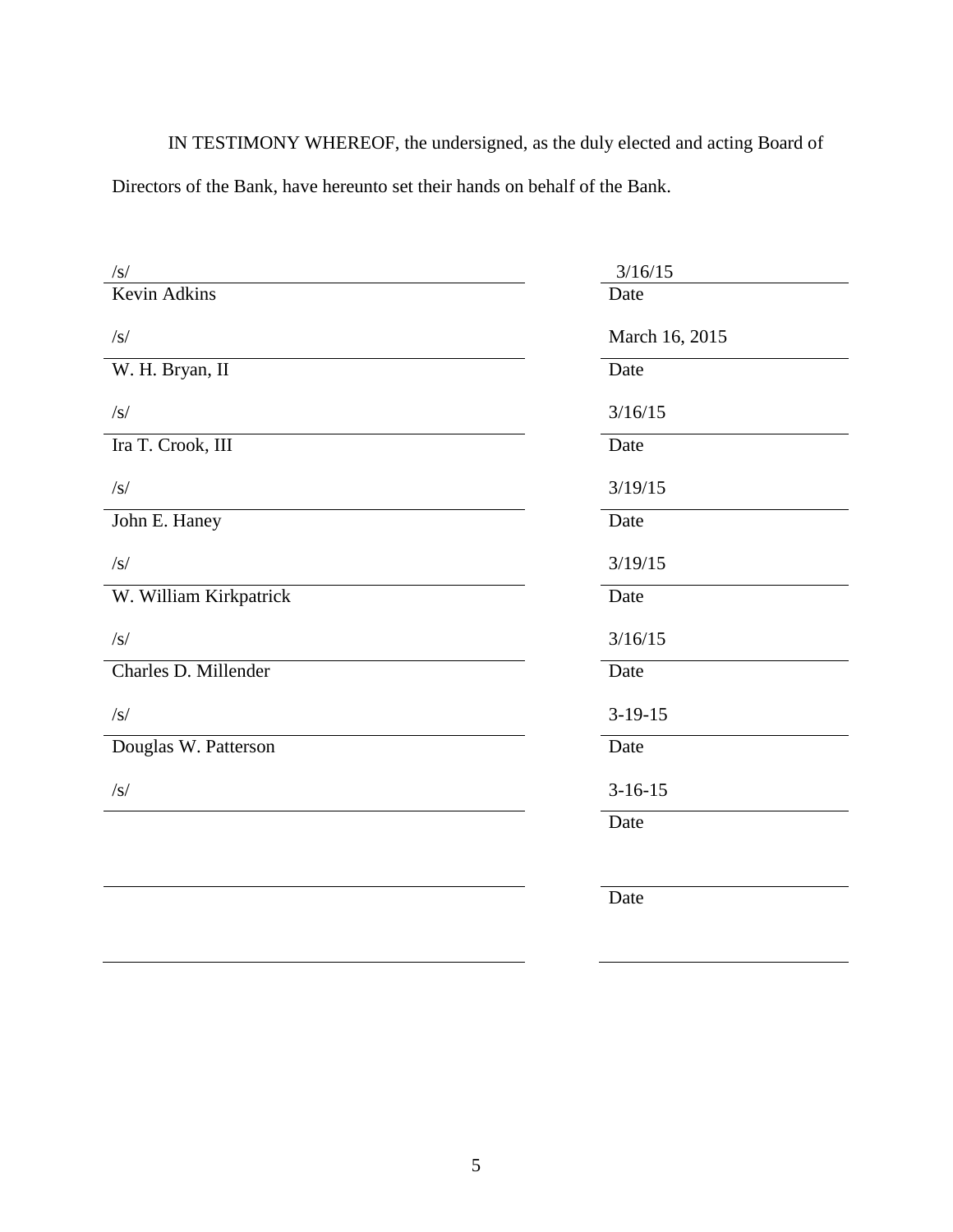IN TESTIMONY WHEREOF, the undersigned, as the duly elected and acting Board of Directors of the Bank, have hereunto set their hands on behalf of the Bank.

| | |
|---|---|
| /s/ | 3/16/15 |
| Kevin Adkins | Date |
| /s/ | March 16, 2015 |
| W. H. Bryan, II | Date |
| /s/ | 3/16/15 |
| Ira T. Crook, III | Date |
| /s/ | 3/19/15 |
| John E. Haney | Date |
| /s/ | 3/19/15 |
| W. William Kirkpatrick | Date |
| /s/ | 3/16/15 |
| Charles D. Millender | Date |
| /s/ | 3-19-15 |
| Douglas W. Patterson | Date |
| /s/ | 3-16-15 |
| | Date |
| | |
| | Date |
| | |